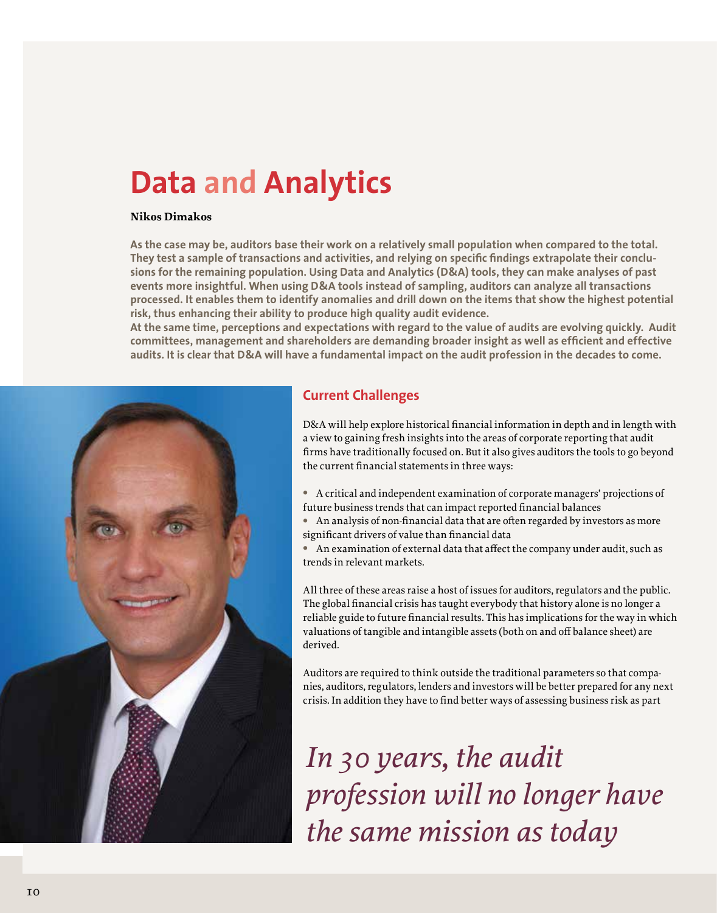# Data and Analytics

**Nikos Dimakos**

**As the case may be, auditors base their work on a relatively small population when compared to the total. They test a sample of transactions and activities, and relying on specific findings extrapolate their conclusions for the remaining population. Using Data and Analytics (D&A) tools, they can make analyses of past events more insightful. When using D&A tools instead of sampling, auditors can analyze all transactions processed. It enables them to identify anomalies and drill down on the items that show the highest potential risk, thus enhancing their ability to produce high quality audit evidence.**
**At the same time, perceptions and expectations with regard to the value of audits are evolving quickly. Audit committees, management and shareholders are demanding broader insight as well as efficient and effective audits. It is clear that D&A will have a fundamental impact on the audit profession in the decades to come.**

## Current Challenges

D&A will help explore historical financial information in depth and in length with a view to gaining fresh insights into the areas of corporate reporting that audit firms have traditionally focused on. But it also gives auditors the tools to go beyond the current financial statements in three ways:

- A critical and independent examination of corporate managers' projections of future business trends that can impact reported financial balances
- An analysis of non-financial data that are often regarded by investors as more significant drivers of value than financial data
- An examination of external data that affect the company under audit, such as trends in relevant markets.

All three of these areas raise a host of issues for auditors, regulators and the public. The global financial crisis has taught everybody that history alone is no longer a reliable guide to future financial results. This has implications for the way in which valuations of tangible and intangible assets (both on and off balance sheet) are derived.

Auditors are required to think outside the traditional parameters so that companies, auditors, regulators, lenders and investors will be better prepared for any next crisis. In addition they have to find better ways of assessing business risk as part

*In 30 years, the audit profession will no longer have the same mission as today*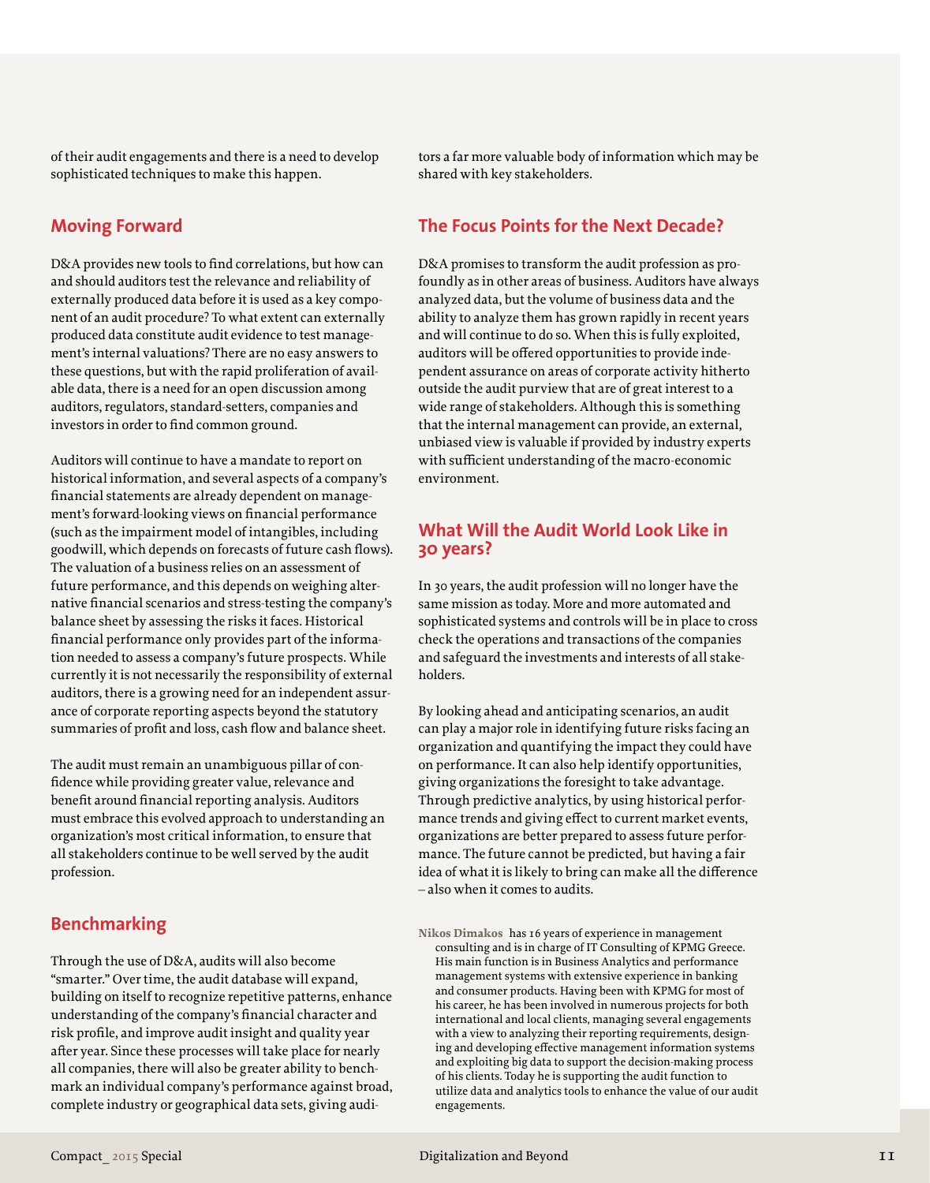of their audit engagements and there is a need to develop sophisticated techniques to make this happen.

## Moving Forward

D&A provides new tools to find correlations, but how can and should auditors test the relevance and reliability of externally produced data before it is used as a key component of an audit procedure? To what extent can externally produced data constitute audit evidence to test management's internal valuations? There are no easy answers to these questions, but with the rapid proliferation of available data, there is a need for an open discussion among auditors, regulators, standard-setters, companies and investors in order to find common ground.

Auditors will continue to have a mandate to report on historical information, and several aspects of a company's financial statements are already dependent on management's forward-looking views on financial performance (such as the impairment model of intangibles, including goodwill, which depends on forecasts of future cash flows). The valuation of a business relies on an assessment of future performance, and this depends on weighing alternative financial scenarios and stress-testing the company's balance sheet by assessing the risks it faces. Historical financial performance only provides part of the information needed to assess a company's future prospects. While currently it is not necessarily the responsibility of external auditors, there is a growing need for an independent assurance of corporate reporting aspects beyond the statutory summaries of profit and loss, cash flow and balance sheet.

The audit must remain an unambiguous pillar of confidence while providing greater value, relevance and benefit around financial reporting analysis. Auditors must embrace this evolved approach to understanding an organization's most critical information, to ensure that all stakeholders continue to be well served by the audit profession.

## Benchmarking

Through the use of D&A, audits will also become "smarter." Over time, the audit database will expand, building on itself to recognize repetitive patterns, enhance understanding of the company's financial character and risk profile, and improve audit insight and quality year after year. Since these processes will take place for nearly all companies, there will also be greater ability to benchmark an individual company's performance against broad, complete industry or geographical data sets, giving auditors a far more valuable body of information which may be shared with key stakeholders.

## The Focus Points for the Next Decade?

D&A promises to transform the audit profession as profoundly as in other areas of business. Auditors have always analyzed data, but the volume of business data and the ability to analyze them has grown rapidly in recent years and will continue to do so. When this is fully exploited, auditors will be offered opportunities to provide independent assurance on areas of corporate activity hitherto outside the audit purview that are of great interest to a wide range of stakeholders. Although this is something that the internal management can provide, an external, unbiased view is valuable if provided by industry experts with sufficient understanding of the macro-economic environment.

## What Will the Audit World Look Like in 30 years?

In 30 years, the audit profession will no longer have the same mission as today. More and more automated and sophisticated systems and controls will be in place to cross check the operations and transactions of the companies and safeguard the investments and interests of all stakeholders.

By looking ahead and anticipating scenarios, an audit can play a major role in identifying future risks facing an organization and quantifying the impact they could have on performance. It can also help identify opportunities, giving organizations the foresight to take advantage. Through predictive analytics, by using historical performance trends and giving effect to current market events, organizations are better prepared to assess future performance. The future cannot be predicted, but having a fair idea of what it is likely to bring can make all the difference – also when it comes to audits.

**Nikos Dimakos** has 16 years of experience in management consulting and is in charge of IT Consulting of KPMG Greece. His main function is in Business Analytics and performance management systems with extensive experience in banking and consumer products. Having been with KPMG for most of his career, he has been involved in numerous projects for both international and local clients, managing several engagements with a view to analyzing their reporting requirements, designing and developing effective management information systems and exploiting big data to support the decision-making process of his clients. Today he is supporting the audit function to utilize data and analytics tools to enhance the value of our audit engagements.